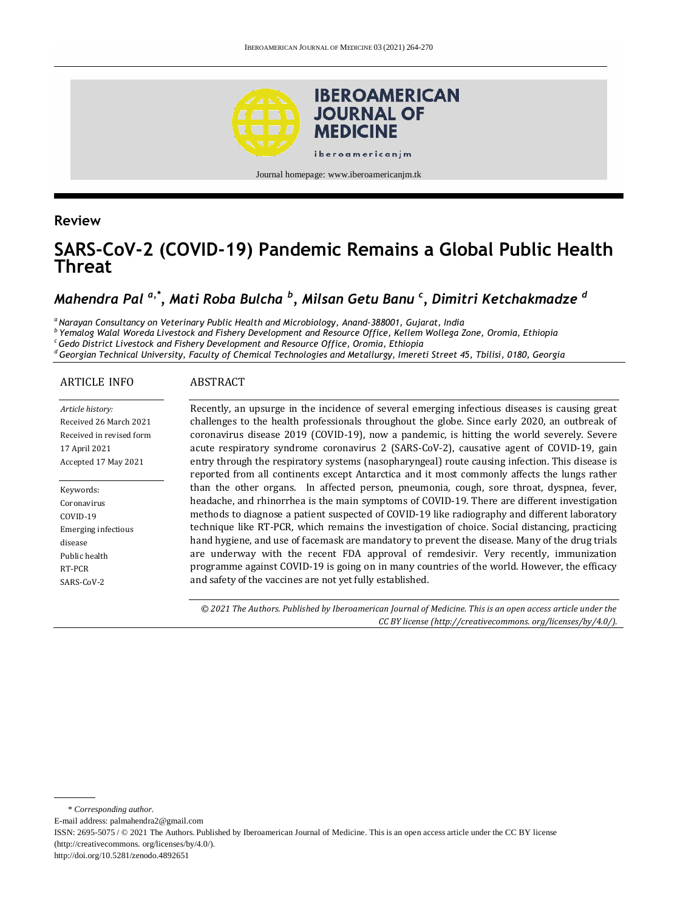Journal homepage: www.iberoamericanjm.tk

**Review**

# SARS-CoV-2 (COVID-19) Pandemic Remains a Global Public Health Threat

***Mahendra Pal [a,*], Mati Roba Bulcha [b], Milsan Getu Banu [c], Dimitri Ketchakmadze [d]***

[a] *Narayan Consultancy on Veterinary Public Health and Microbiology, Anand-388001, Gujarat, India*
[b] *Yemalog Walal Woreda Livestock and Fishery Development and Resource Office, Kellem Wollega Zone, Oromia, Ethiopia*
[c] *Gedo District Livestock and Fishery Development and Resource Office, Oromia, Ethiopia*
[d] *Georgian Technical University, Faculty of Chemical Technologies and Metallurgy, Imereti Street 45, Tbilisi, 0180, Georgia*

## ARTICLE INFO

*Article history:*
Received 26 March 2021
Received in revised form 17 April 2021
Accepted 17 May 2021

Keywords:
Coronavirus
COVID-19
Emerging infectious disease
Public health
RT-PCR
SARS-CoV-2

## ABSTRACT

Recently, an upsurge in the incidence of several emerging infectious diseases is causing great challenges to the health professionals throughout the globe. Since early 2020, an outbreak of coronavirus disease 2019 (COVID-19), now a pandemic, is hitting the world severely. Severe acute respiratory syndrome coronavirus 2 (SARS-CoV-2), causative agent of COVID-19, gain entry through the respiratory systems (nasopharyngeal) route causing infection. This disease is reported from all continents except Antarctica and it most commonly affects the lungs rather than the other organs. In affected person, pneumonia, cough, sore throat, dyspnea, fever, headache, and rhinorrhea is the main symptoms of COVID-19. There are different investigation methods to diagnose a patient suspected of COVID-19 like radiography and different laboratory technique like RT-PCR, which remains the investigation of choice. Social distancing, practicing hand hygiene, and use of facemask are mandatory to prevent the disease. Many of the drug trials are underway with the recent FDA approval of remdesivir. Very recently, immunization programme against COVID-19 is going on in many countries of the world. However, the efficacy and safety of the vaccines are not yet fully established.

*© 2021 The Authors. Published by Iberoamerican Journal of Medicine. This is an open access article under the CC BY license (http://creativecommons. org/licenses/by/4.0/).*

\* *Corresponding author.*
E-mail address: palmahendra2@gmail.com
ISSN: 2695-5075 / © 2021 The Authors. Published by Iberoamerican Journal of Medicine. This is an open access article under the CC BY license (http://creativecommons. org/licenses/by/4.0/).
http://doi.org/10.5281/zenodo.4892651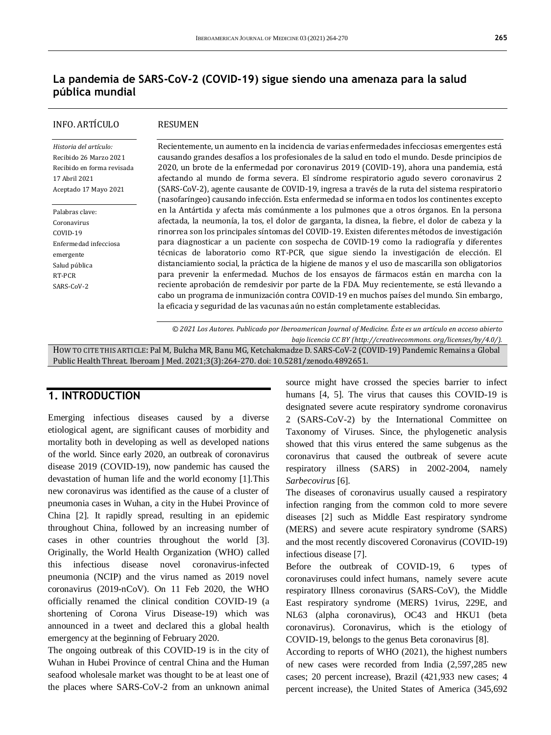# La pandemia de SARS-CoV-2 (COVID-19) sigue siendo una amenaza para la salud pública mundial

**INFO. ARTÍCULO**

*Historia del artículo:*
Recibido 26 Marzo 2021
Recibido en forma revisada 17 Abril 2021
Aceptado 17 Mayo 2021

Palabras clave:
Coronavirus
COVID-19
Enfermedad infecciosa emergente
Salud pública
RT-PCR
SARS-CoV-2

**RESUMEN**

Recientemente, un aumento en la incidencia de varias enfermedades infecciosas emergentes está causando grandes desafíos a los profesionales de la salud en todo el mundo. Desde principios de 2020, un brote de la enfermedad por coronavirus 2019 (COVID-19), ahora una pandemia, está afectando al mundo de forma severa. El síndrome respiratorio agudo severo coronavirus 2 (SARS-CoV-2), agente causante de COVID-19, ingresa a través de la ruta del sistema respiratorio (nasofaríngeo) causando infección. Esta enfermedad se informa en todos los continentes excepto en la Antártida y afecta más comúnmente a los pulmones que a otros órganos. En la persona afectada, la neumonía, la tos, el dolor de garganta, la disnea, la fiebre, el dolor de cabeza y la rinorrea son los principales síntomas del COVID-19. Existen diferentes métodos de investigación para diagnosticar a un paciente con sospecha de COVID-19 como la radiografía y diferentes técnicas de laboratorio como RT-PCR, que sigue siendo la investigación de elección. El distanciamiento social, la práctica de la higiene de manos y el uso de mascarilla son obligatorios para prevenir la enfermedad. Muchos de los ensayos de fármacos están en marcha con la reciente aprobación de remdesivir por parte de la FDA. Muy recientemente, se está llevando a cabo un programa de inmunización contra COVID-19 en muchos países del mundo. Sin embargo, la eficacia y seguridad de las vacunas aún no están completamente establecidas.

*© 2021 Los Autores. Publicado por Iberoamerican Journal of Medicine. Éste es un artículo en acceso abierto bajo licencia CC BY (http://creativecommons. org/licenses/by/4.0/).*

HOW TO CITE THIS ARTICLE: Pal M, Bulcha MR, Banu MG, Ketchakmadze D. SARS-CoV-2 (COVID-19) Pandemic Remains a Global Public Health Threat. Iberoam J Med. 2021;3(3):264-270. doi: 10.5281/zenodo.4892651.

## 1. INTRODUCTION

Emerging infectious diseases caused by a diverse etiological agent, are significant causes of morbidity and mortality both in developing as well as developed nations of the world. Since early 2020, an outbreak of coronavirus disease 2019 (COVID-19), now pandemic has caused the devastation of human life and the world economy [1].This new coronavirus was identified as the cause of a cluster of pneumonia cases in Wuhan, a city in the Hubei Province of China [2]. It rapidly spread, resulting in an epidemic throughout China, followed by an increasing number of cases in other countries throughout the world [3]. Originally, the World Health Organization (WHO) called this infectious disease novel coronavirus-infected pneumonia (NCIP) and the virus named as 2019 novel coronavirus (2019-nCoV). On 11 Feb 2020, the WHO officially renamed the clinical condition COVID-19 (a shortening of Corona Virus Disease-19) which was announced in a tweet and declared this a global health emergency at the beginning of February 2020.

The ongoing outbreak of this COVID-19 is in the city of Wuhan in Hubei Province of central China and the Human seafood wholesale market was thought to be at least one of the places where SARS-CoV-2 from an unknown animal source might have crossed the species barrier to infect humans [4, 5]. The virus that causes this COVID-19 is designated severe acute respiratory syndrome coronavirus 2 (SARS-CoV-2) by the International Committee on Taxonomy of Viruses. Since, the phylogenetic analysis showed that this virus entered the same subgenus as the coronavirus that caused the outbreak of severe acute respiratory illness (SARS) in 2002-2004, namely *Sarbecovirus* [6].

The diseases of coronavirus usually caused a respiratory infection ranging from the common cold to more severe diseases [2] such as Middle East respiratory syndrome (MERS) and severe acute respiratory syndrome (SARS) and the most recently discovered Coronavirus (COVID-19) infectious disease [7].

Before the outbreak of COVID-19, 6 types of coronaviruses could infect humans, namely severe acute respiratory Illness coronavirus (SARS-CoV), the Middle East respiratory syndrome (MERS) 1virus, 229E, and NL63 (alpha coronavirus), OC43 and HKU1 (beta coronavirus). Coronavirus, which is the etiology of COVID-19, belongs to the genus Beta coronavirus [8].

According to reports of WHO (2021), the highest numbers of new cases were recorded from India (2,597,285 new cases; 20 percent increase), Brazil (421,933 new cases; 4 percent increase), the United States of America (345,692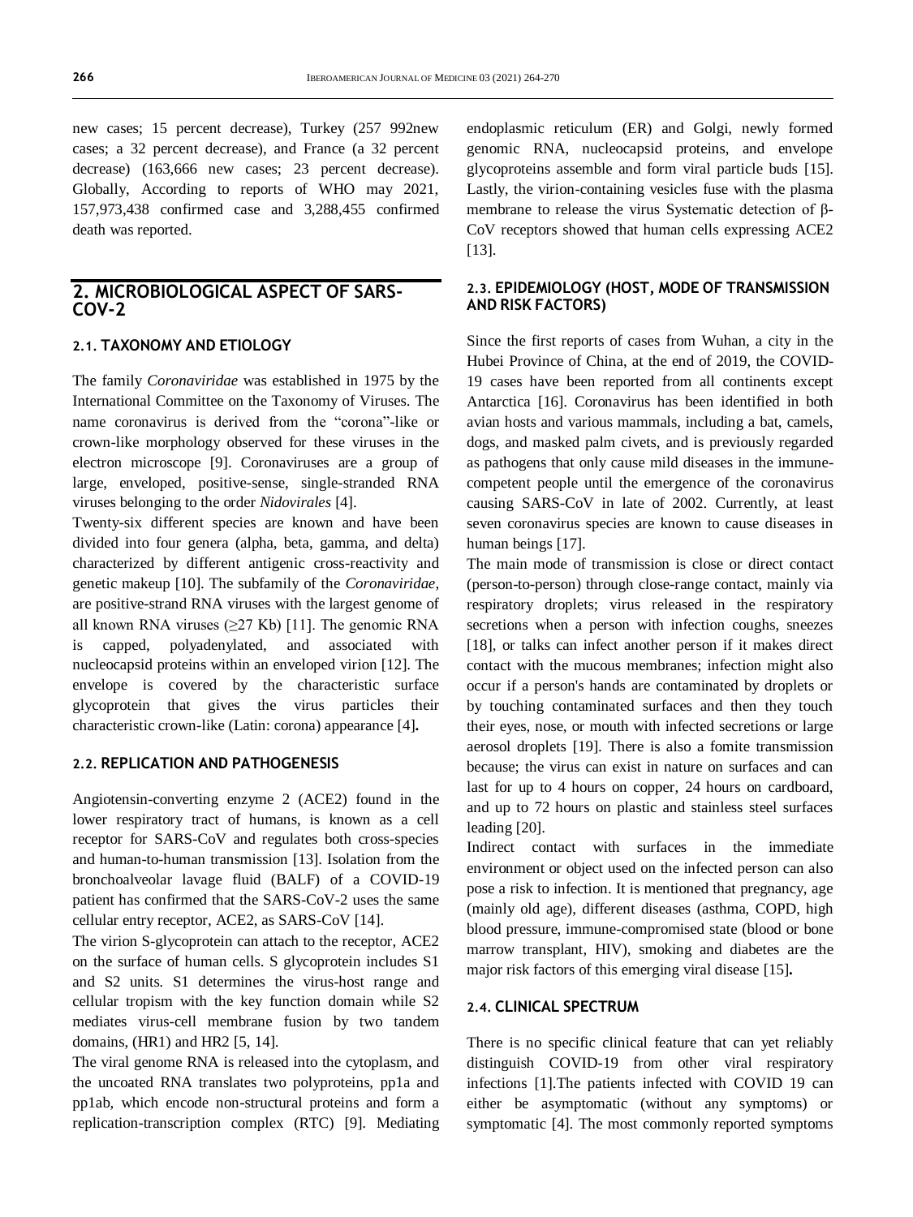new cases; 15 percent decrease), Turkey (257 992new cases; a 32 percent decrease), and France (a 32 percent decrease) (163,666 new cases; 23 percent decrease). Globally, According to reports of WHO may 2021, 157,973,438 confirmed case and 3,288,455 confirmed death was reported.

## 2. MICROBIOLOGICAL ASPECT OF SARS-COV-2

### 2.1. TAXONOMY AND ETIOLOGY

The family *Coronaviridae* was established in 1975 by the International Committee on the Taxonomy of Viruses. The name coronavirus is derived from the "corona"-like or crown-like morphology observed for these viruses in the electron microscope [9]. Coronaviruses are a group of large, enveloped, positive-sense, single-stranded RNA viruses belonging to the order *Nidovirales* [4].

Twenty-six different species are known and have been divided into four genera (alpha, beta, gamma, and delta) characterized by different antigenic cross-reactivity and genetic makeup [10]. The subfamily of the *Coronaviridae*, are positive-strand RNA viruses with the largest genome of all known RNA viruses (≥27 Kb) [11]. The genomic RNA is capped, polyadenylated, and associated with nucleocapsid proteins within an enveloped virion [12]. The envelope is covered by the characteristic surface glycoprotein that gives the virus particles their characteristic crown-like (Latin: corona) appearance [4]**.**

### 2.2. REPLICATION AND PATHOGENESIS

Angiotensin-converting enzyme 2 (ACE2) found in the lower respiratory tract of humans, is known as a cell receptor for SARS-CoV and regulates both cross-species and human-to-human transmission [13]. Isolation from the bronchoalveolar lavage fluid (BALF) of a COVID-19 patient has confirmed that the SARS-CoV-2 uses the same cellular entry receptor, ACE2, as SARS-CoV [14].

The virion S-glycoprotein can attach to the receptor, ACE2 on the surface of human cells. S glycoprotein includes S1 and S2 units. S1 determines the virus-host range and cellular tropism with the key function domain while S2 mediates virus-cell membrane fusion by two tandem domains, (HR1) and HR2 [5, 14].

The viral genome RNA is released into the cytoplasm, and the uncoated RNA translates two polyproteins, pp1a and pp1ab, which encode non-structural proteins and form a replication-transcription complex (RTC) [9]. Mediating endoplasmic reticulum (ER) and Golgi, newly formed genomic RNA, nucleocapsid proteins, and envelope glycoproteins assemble and form viral particle buds [15]. Lastly, the virion-containing vesicles fuse with the plasma membrane to release the virus Systematic detection of β-CoV receptors showed that human cells expressing ACE2 [13].

### 2.3. EPIDEMIOLOGY (HOST, MODE OF TRANSMISSION AND RISK FACTORS)

Since the first reports of cases from Wuhan, a city in the Hubei Province of China, at the end of 2019, the COVID-19 cases have been reported from all continents except Antarctica [16]. Coronavirus has been identified in both avian hosts and various mammals, including a bat, camels, dogs, and masked palm civets, and is previously regarded as pathogens that only cause mild diseases in the immune-competent people until the emergence of the coronavirus causing SARS-CoV in late of 2002. Currently, at least seven coronavirus species are known to cause diseases in human beings [17].

The main mode of transmission is close or direct contact (person-to-person) through close-range contact, mainly via respiratory droplets; virus released in the respiratory secretions when a person with infection coughs, sneezes [18], or talks can infect another person if it makes direct contact with the mucous membranes; infection might also occur if a person's hands are contaminated by droplets or by touching contaminated surfaces and then they touch their eyes, nose, or mouth with infected secretions or large aerosol droplets [19]. There is also a fomite transmission because; the virus can exist in nature on surfaces and can last for up to 4 hours on copper, 24 hours on cardboard, and up to 72 hours on plastic and stainless steel surfaces leading [20].

Indirect contact with surfaces in the immediate environment or object used on the infected person can also pose a risk to infection. It is mentioned that pregnancy, age (mainly old age), different diseases (asthma, COPD, high blood pressure, immune-compromised state (blood or bone marrow transplant, HIV), smoking and diabetes are the major risk factors of this emerging viral disease [15]**.**

### 2.4. CLINICAL SPECTRUM

There is no specific clinical feature that can yet reliably distinguish COVID-19 from other viral respiratory infections [1].The patients infected with COVID 19 can either be asymptomatic (without any symptoms) or symptomatic [4]. The most commonly reported symptoms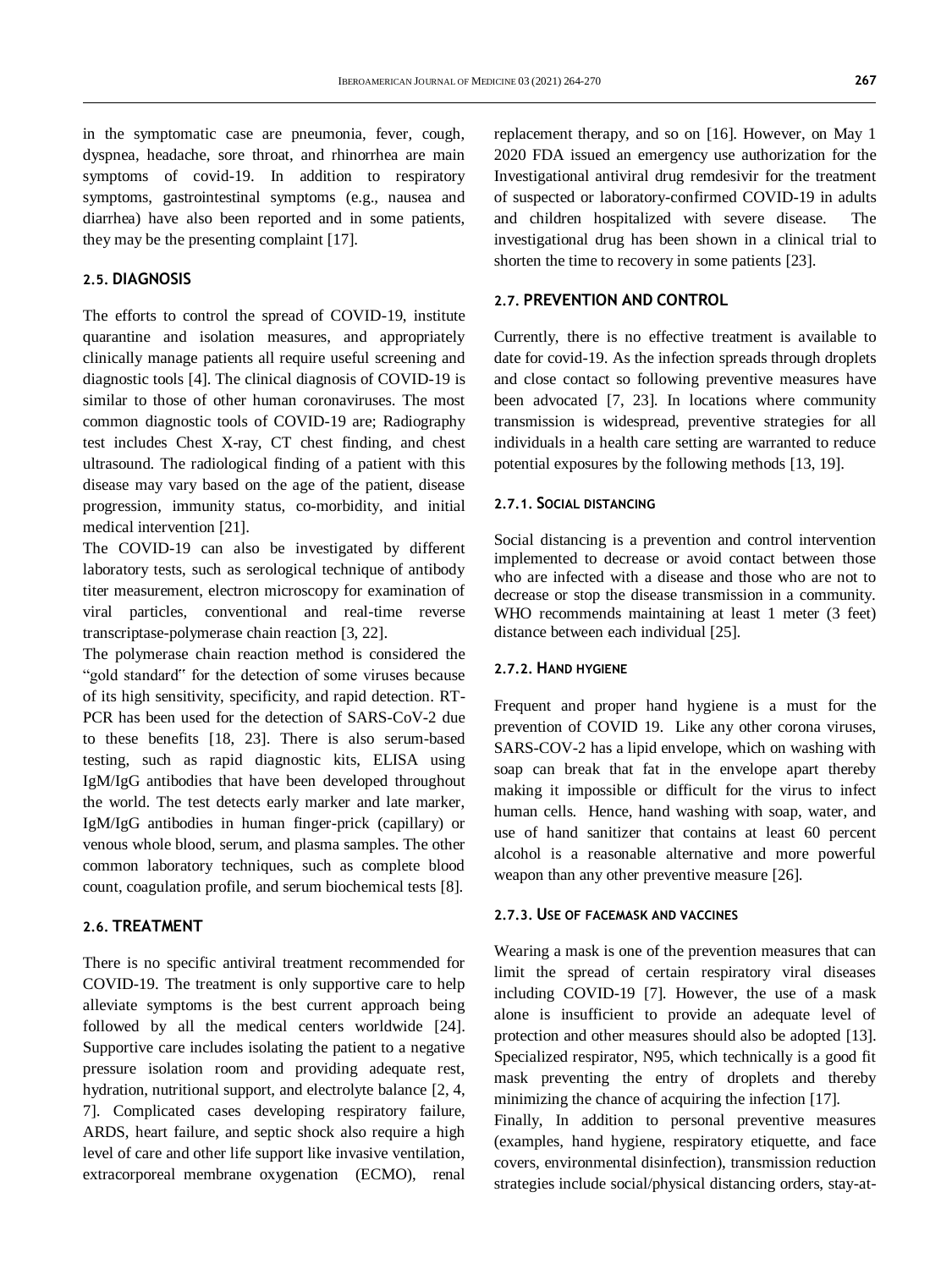in the symptomatic case are pneumonia, fever, cough, dyspnea, headache, sore throat, and rhinorrhea are main symptoms of covid-19. In addition to respiratory symptoms, gastrointestinal symptoms (e.g., nausea and diarrhea) have also been reported and in some patients, they may be the presenting complaint [17].

## 2.5. DIAGNOSIS

The efforts to control the spread of COVID-19, institute quarantine and isolation measures, and appropriately clinically manage patients all require useful screening and diagnostic tools [4]. The clinical diagnosis of COVID-19 is similar to those of other human coronaviruses. The most common diagnostic tools of COVID-19 are; Radiography test includes Chest X-ray, CT chest finding, and chest ultrasound. The radiological finding of a patient with this disease may vary based on the age of the patient, disease progression, immunity status, co-morbidity, and initial medical intervention [21].

The COVID-19 can also be investigated by different laboratory tests, such as serological technique of antibody titer measurement, electron microscopy for examination of viral particles, conventional and real-time reverse transcriptase-polymerase chain reaction [3, 22].

The polymerase chain reaction method is considered the "gold standard" for the detection of some viruses because of its high sensitivity, specificity, and rapid detection. RT-PCR has been used for the detection of SARS-CoV-2 due to these benefits [18, 23]. There is also serum-based testing, such as rapid diagnostic kits, ELISA using IgM/IgG antibodies that have been developed throughout the world. The test detects early marker and late marker, IgM/IgG antibodies in human finger-prick (capillary) or venous whole blood, serum, and plasma samples. The other common laboratory techniques, such as complete blood count, coagulation profile, and serum biochemical tests [8].

## 2.6. TREATMENT

There is no specific antiviral treatment recommended for COVID-19. The treatment is only supportive care to help alleviate symptoms is the best current approach being followed by all the medical centers worldwide [24]. Supportive care includes isolating the patient to a negative pressure isolation room and providing adequate rest, hydration, nutritional support, and electrolyte balance [2, 4, 7]. Complicated cases developing respiratory failure, ARDS, heart failure, and septic shock also require a high level of care and other life support like invasive ventilation, extracorporeal membrane oxygenation (ECMO), renal replacement therapy, and so on [16]. However, on May 1 2020 FDA issued an emergency use authorization for the Investigational antiviral drug remdesivir for the treatment of suspected or laboratory-confirmed COVID-19 in adults and children hospitalized with severe disease. The investigational drug has been shown in a clinical trial to shorten the time to recovery in some patients [23].

## 2.7. PREVENTION AND CONTROL

Currently, there is no effective treatment is available to date for covid-19. As the infection spreads through droplets and close contact so following preventive measures have been advocated [7, 23]. In locations where community transmission is widespread, preventive strategies for all individuals in a health care setting are warranted to reduce potential exposures by the following methods [13, 19].

### 2.7.1. SOCIAL DISTANCING

Social distancing is a prevention and control intervention implemented to decrease or avoid contact between those who are infected with a disease and those who are not to decrease or stop the disease transmission in a community. WHO recommends maintaining at least 1 meter (3 feet) distance between each individual [25].

### 2.7.2. HAND HYGIENE

Frequent and proper hand hygiene is a must for the prevention of COVID 19. Like any other corona viruses, SARS-COV-2 has a lipid envelope, which on washing with soap can break that fat in the envelope apart thereby making it impossible or difficult for the virus to infect human cells. Hence, hand washing with soap, water, and use of hand sanitizer that contains at least 60 percent alcohol is a reasonable alternative and more powerful weapon than any other preventive measure [26].

### 2.7.3. USE OF FACEMASK AND VACCINES

Wearing a mask is one of the prevention measures that can limit the spread of certain respiratory viral diseases including COVID-19 [7]. However, the use of a mask alone is insufficient to provide an adequate level of protection and other measures should also be adopted [13]. Specialized respirator, N95, which technically is a good fit mask preventing the entry of droplets and thereby minimizing the chance of acquiring the infection [17].

Finally, In addition to personal preventive measures (examples, hand hygiene, respiratory etiquette, and face covers, environmental disinfection), transmission reduction strategies include social/physical distancing orders, stay-at-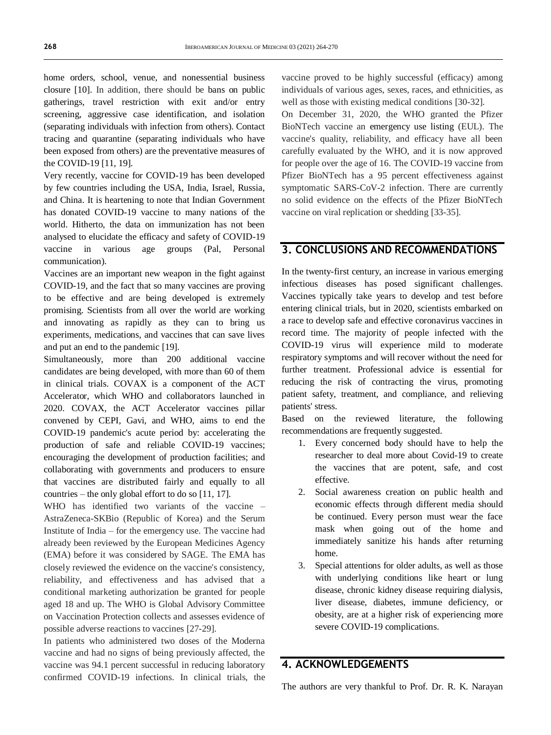home orders, school, venue, and nonessential business closure [10]. In addition, there should be bans on public gatherings, travel restriction with exit and/or entry screening, aggressive case identification, and isolation (separating individuals with infection from others). Contact tracing and quarantine (separating individuals who have been exposed from others) are the preventative measures of the COVID-19 [11, 19].

Very recently, vaccine for COVID-19 has been developed by few countries including the USA, India, Israel, Russia, and China. It is heartening to note that Indian Government has donated COVID-19 vaccine to many nations of the world. Hitherto, the data on immunization has not been analysed to elucidate the efficacy and safety of COVID-19 vaccine in various age groups (Pal, Personal communication).

Vaccines are an important new weapon in the fight against COVID-19, and the fact that so many vaccines are proving to be effective and are being developed is extremely promising. Scientists from all over the world are working and innovating as rapidly as they can to bring us experiments, medications, and vaccines that can save lives and put an end to the pandemic [19].

Simultaneously, more than 200 additional vaccine candidates are being developed, with more than 60 of them in clinical trials. COVAX is a component of the ACT Accelerator, which WHO and collaborators launched in 2020. COVAX, the ACT Accelerator vaccines pillar convened by CEPI, Gavi, and WHO, aims to end the COVID-19 pandemic's acute period by: accelerating the production of safe and reliable COVID-19 vaccines; encouraging the development of production facilities; and collaborating with governments and producers to ensure that vaccines are distributed fairly and equally to all countries – the only global effort to do so [11, 17].

WHO has identified two variants of the vaccine – AstraZeneca-SKBio (Republic of Korea) and the Serum Institute of India – for the emergency use. The vaccine had already been reviewed by the European Medicines Agency (EMA) before it was considered by SAGE. The EMA has closely reviewed the evidence on the vaccine's consistency, reliability, and effectiveness and has advised that a conditional marketing authorization be granted for people aged 18 and up. The WHO is Global Advisory Committee on Vaccination Protection collects and assesses evidence of possible adverse reactions to vaccines [27-29].

In patients who administered two doses of the Moderna vaccine and had no signs of being previously affected, the vaccine was 94.1 percent successful in reducing laboratory confirmed COVID-19 infections. In clinical trials, the vaccine proved to be highly successful (efficacy) among individuals of various ages, sexes, races, and ethnicities, as well as those with existing medical conditions [30-32].

On December 31, 2020, the WHO granted the Pfizer BioNTech vaccine an emergency use listing (EUL). The vaccine's quality, reliability, and efficacy have all been carefully evaluated by the WHO, and it is now approved for people over the age of 16. The COVID-19 vaccine from Pfizer BioNTech has a 95 percent effectiveness against symptomatic SARS-CoV-2 infection. There are currently no solid evidence on the effects of the Pfizer BioNTech vaccine on viral replication or shedding [33-35].

## 3. CONCLUSIONS AND RECOMMENDATIONS

In the twenty-first century, an increase in various emerging infectious diseases has posed significant challenges. Vaccines typically take years to develop and test before entering clinical trials, but in 2020, scientists embarked on a race to develop safe and effective coronavirus vaccines in record time. The majority of people infected with the COVID-19 virus will experience mild to moderate respiratory symptoms and will recover without the need for further treatment. Professional advice is essential for reducing the risk of contracting the virus, promoting patient safety, treatment, and compliance, and relieving patients' stress.

Based on the reviewed literature, the following recommendations are frequently suggested.

1. Every concerned body should have to help the researcher to deal more about Covid-19 to create the vaccines that are potent, safe, and cost effective.
2. Social awareness creation on public health and economic effects through different media should be continued. Every person must wear the face mask when going out of the home and immediately sanitize his hands after returning home.
3. Special attentions for older adults, as well as those with underlying conditions like heart or lung disease, chronic kidney disease requiring dialysis, liver disease, diabetes, immune deficiency, or obesity, are at a higher risk of experiencing more severe COVID-19 complications.

## 4. ACKNOWLEDGEMENTS

The authors are very thankful to Prof. Dr. R. K. Narayan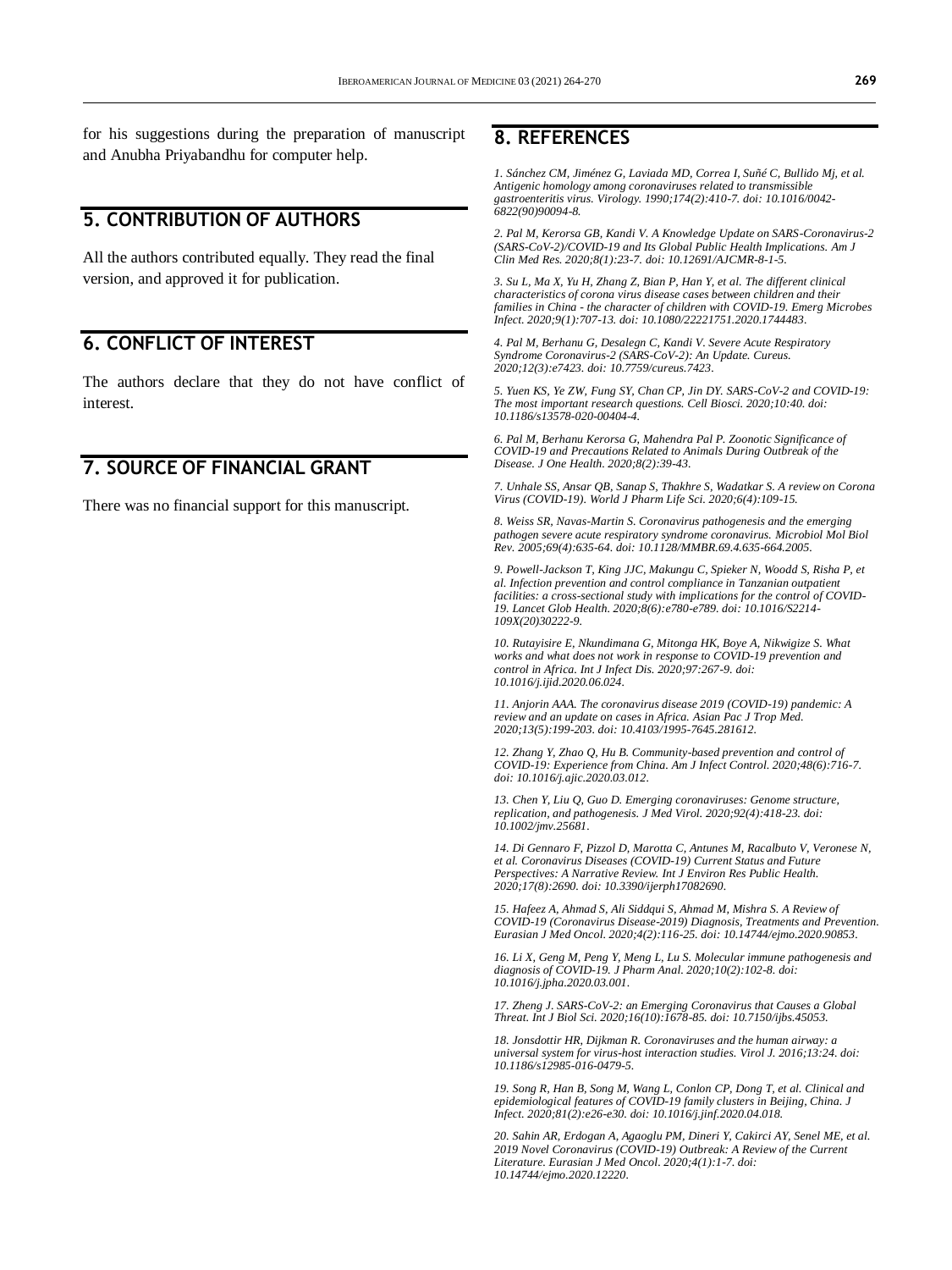for his suggestions during the preparation of manuscript and Anubha Priyabandhu for computer help.

## 5. CONTRIBUTION OF AUTHORS

All the authors contributed equally. They read the final version, and approved it for publication.

## 6. CONFLICT OF INTEREST

The authors declare that they do not have conflict of interest.

## 7. SOURCE OF FINANCIAL GRANT

There was no financial support for this manuscript.

## 8. REFERENCES

*1. Sánchez CM, Jiménez G, Laviada MD, Correa I, Suñé C, Bullido Mj, et al. Antigenic homology among coronaviruses related to transmissible gastroenteritis virus. Virology. 1990;174(2):410-7. doi: 10.1016/0042-6822(90)90094-8.*

*2. Pal M, Kerorsa GB, Kandi V. A Knowledge Update on SARS-Coronavirus-2 (SARS-CoV-2)/COVID-19 and Its Global Public Health Implications. Am J Clin Med Res. 2020;8(1):23-7. doi: 10.12691/AJCMR-8-1-5.*

*3. Su L, Ma X, Yu H, Zhang Z, Bian P, Han Y, et al. The different clinical characteristics of corona virus disease cases between children and their families in China - the character of children with COVID-19. Emerg Microbes Infect. 2020;9(1):707-13. doi: 10.1080/22221751.2020.1744483.*

*4. Pal M, Berhanu G, Desalegn C, Kandi V. Severe Acute Respiratory Syndrome Coronavirus-2 (SARS-CoV-2): An Update. Cureus. 2020;12(3):e7423. doi: 10.7759/cureus.7423.*

*5. Yuen KS, Ye ZW, Fung SY, Chan CP, Jin DY. SARS-CoV-2 and COVID-19: The most important research questions. Cell Biosci. 2020;10:40. doi: 10.1186/s13578-020-00404-4.*

*6. Pal M, Berhanu Kerorsa G, Mahendra Pal P. Zoonotic Significance of COVID-19 and Precautions Related to Animals During Outbreak of the Disease. J One Health. 2020;8(2):39-43.*

*7. Unhale SS, Ansar QB, Sanap S, Thakhre S, Wadatkar S. A review on Corona Virus (COVID-19). World J Pharm Life Sci. 2020;6(4):109-15.*

*8. Weiss SR, Navas-Martin S. Coronavirus pathogenesis and the emerging pathogen severe acute respiratory syndrome coronavirus. Microbiol Mol Biol Rev. 2005;69(4):635-64. doi: 10.1128/MMBR.69.4.635-664.2005.*

*9. Powell-Jackson T, King JJC, Makungu C, Spieker N, Woodd S, Risha P, et al. Infection prevention and control compliance in Tanzanian outpatient facilities: a cross-sectional study with implications for the control of COVID-19. Lancet Glob Health. 2020;8(6):e780-e789. doi: 10.1016/S2214-109X(20)30222-9.*

*10. Rutayisire E, Nkundimana G, Mitonga HK, Boye A, Nikwigize S. What works and what does not work in response to COVID-19 prevention and control in Africa. Int J Infect Dis. 2020;97:267-9. doi: 10.1016/j.ijid.2020.06.024.*

*11. Anjorin AAA. The coronavirus disease 2019 (COVID-19) pandemic: A review and an update on cases in Africa. Asian Pac J Trop Med. 2020;13(5):199-203. doi: 10.4103/1995-7645.281612.*

*12. Zhang Y, Zhao Q, Hu B. Community-based prevention and control of COVID-19: Experience from China. Am J Infect Control. 2020;48(6):716-7. doi: 10.1016/j.ajic.2020.03.012.*

*13. Chen Y, Liu Q, Guo D. Emerging coronaviruses: Genome structure, replication, and pathogenesis. J Med Virol. 2020;92(4):418-23. doi: 10.1002/jmv.25681.*

*14. Di Gennaro F, Pizzol D, Marotta C, Antunes M, Racalbuto V, Veronese N, et al. Coronavirus Diseases (COVID-19) Current Status and Future Perspectives: A Narrative Review. Int J Environ Res Public Health. 2020;17(8):2690. doi: 10.3390/ijerph17082690.*

*15. Hafeez A, Ahmad S, Ali Siddqui S, Ahmad M, Mishra S. A Review of COVID-19 (Coronavirus Disease-2019) Diagnosis, Treatments and Prevention. Eurasian J Med Oncol. 2020;4(2):116-25. doi: 10.14744/ejmo.2020.90853.*

*16. Li X, Geng M, Peng Y, Meng L, Lu S. Molecular immune pathogenesis and diagnosis of COVID-19. J Pharm Anal. 2020;10(2):102-8. doi: 10.1016/j.jpha.2020.03.001.*

*17. Zheng J. SARS-CoV-2: an Emerging Coronavirus that Causes a Global Threat. Int J Biol Sci. 2020;16(10):1678-85. doi: 10.7150/ijbs.45053.*

*18. Jonsdottir HR, Dijkman R. Coronaviruses and the human airway: a universal system for virus-host interaction studies. Virol J. 2016;13:24. doi: 10.1186/s12985-016-0479-5.*

*19. Song R, Han B, Song M, Wang L, Conlon CP, Dong T, et al. Clinical and epidemiological features of COVID-19 family clusters in Beijing, China. J Infect. 2020;81(2):e26-e30. doi: 10.1016/j.jinf.2020.04.018.*

*20. Sahin AR, Erdogan A, Agaoglu PM, Dineri Y, Cakirci AY, Senel ME, et al. 2019 Novel Coronavirus (COVID-19) Outbreak: A Review of the Current Literature. Eurasian J Med Oncol. 2020;4(1):1-7. doi: 10.14744/ejmo.2020.12220.*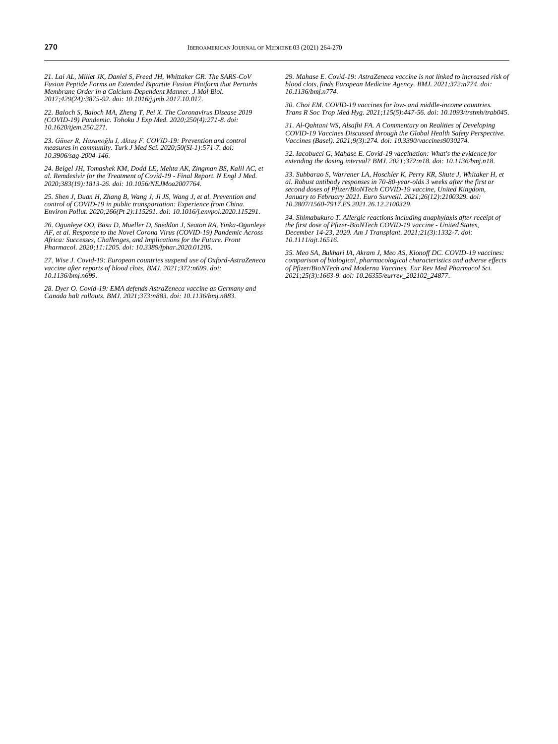*21. Lai AL, Millet JK, Daniel S, Freed JH, Whittaker GR. The SARS-CoV Fusion Peptide Forms an Extended Bipartite Fusion Platform that Perturbs Membrane Order in a Calcium-Dependent Manner. J Mol Biol. 2017;429(24):3875-92. doi: 10.1016/j.jmb.2017.10.017.*

*22. Baloch S, Baloch MA, Zheng T, Pei X. The Coronavirus Disease 2019 (COVID-19) Pandemic. Tohoku J Exp Med. 2020;250(4):271-8. doi: 10.1620/tjem.250.271.*

*23. Güner R, Hasanoğlu I, Aktaş F. COVID-19: Prevention and control measures in community. Turk J Med Sci. 2020;50(SI-1):571-7. doi: 10.3906/sag-2004-146.*

*24. Beigel JH, Tomashek KM, Dodd LE, Mehta AK, Zingman BS, Kalil AC, et al. Remdesivir for the Treatment of Covid-19 - Final Report. N Engl J Med. 2020;383(19):1813-26. doi: 10.1056/NEJMoa2007764.*

*25. Shen J, Duan H, Zhang B, Wang J, Ji JS, Wang J, et al. Prevention and control of COVID-19 in public transportation: Experience from China. Environ Pollut. 2020;266(Pt 2):115291. doi: 10.1016/j.envpol.2020.115291.*

*26. Ogunleye OO, Basu D, Mueller D, Sneddon J, Seaton RA, Yinka-Ogunleye AF, et al. Response to the Novel Corona Virus (COVID-19) Pandemic Across Africa: Successes, Challenges, and Implications for the Future. Front Pharmacol. 2020;11:1205. doi: 10.3389/fphar.2020.01205.*

*27. Wise J. Covid-19: European countries suspend use of Oxford-AstraZeneca vaccine after reports of blood clots. BMJ. 2021;372:n699. doi: 10.1136/bmj.n699.*

*28. Dyer O. Covid-19: EMA defends AstraZeneca vaccine as Germany and Canada halt rollouts. BMJ. 2021;373:n883. doi: 10.1136/bmj.n883.*

*29. Mahase E. Covid-19: AstraZeneca vaccine is not linked to increased risk of blood clots, finds European Medicine Agency. BMJ. 2021;372:n774. doi: 10.1136/bmj.n774.*

*30. Choi EM. COVID-19 vaccines for low- and middle-income countries. Trans R Soc Trop Med Hyg. 2021;115(5):447-56. doi: 10.1093/trstmh/trab045.*

*31. Al-Qahtani WS, Alsafhi FA. A Commentary on Realities of Developing COVID-19 Vaccines Discussed through the Global Health Safety Perspective. Vaccines (Basel). 2021;9(3):274. doi: 10.3390/vaccines9030274.*

*32. Iacobucci G, Mahase E. Covid-19 vaccination: What's the evidence for extending the dosing interval? BMJ. 2021;372:n18. doi: 10.1136/bmj.n18.*

*33. Subbarao S, Warrener LA, Hoschler K, Perry KR, Shute J, Whitaker H, et al. Robust antibody responses in 70-80-year-olds 3 weeks after the first or second doses of Pfizer/BioNTech COVID-19 vaccine, United Kingdom, January to February 2021. Euro Surveill. 2021;26(12):2100329. doi: 10.2807/1560-7917.ES.2021.26.12.2100329.*

*34. Shimabukuro T. Allergic reactions including anaphylaxis after receipt of the first dose of Pfizer-BioNTech COVID-19 vaccine - United States, December 14-23, 2020. Am J Transplant. 2021;21(3):1332-7. doi: 10.1111/ajt.16516.*

*35. Meo SA, Bukhari IA, Akram J, Meo AS, Klonoff DC. COVID-19 vaccines: comparison of biological, pharmacological characteristics and adverse effects of Pfizer/BioNTech and Moderna Vaccines. Eur Rev Med Pharmacol Sci. 2021;25(3):1663-9. doi: 10.26355/eurrev_202102_24877.*